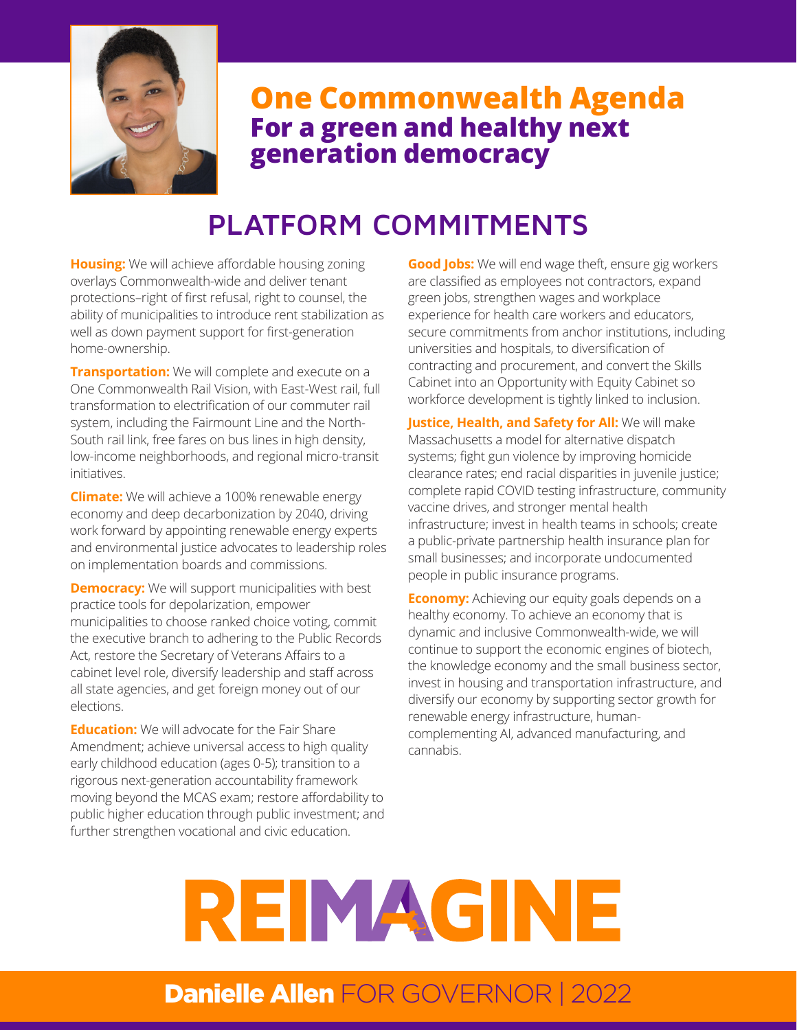# One Commonwealth Agenda

## For a green and healthy next generation democracy

## PLATFORM COMMITMENTS

**Housing:** We will achieve affordable housing zoning overlays Commonwealth-wide and deliver tenant protections–right of first refusal, right to counsel, the ability of municipalities to introduce rent stabilization as well as down payment support for first-generation home-ownership.

**Transportation:** We will complete and execute on a One Commonwealth Rail Vision, with East-West rail, full transformation to electrification of our commuter rail system, including the Fairmount Line and the North-South rail link, free fares on bus lines in high density, low-income neighborhoods, and regional micro-transit initiatives.

**Climate:** We will achieve a 100% renewable energy economy and deep decarbonization by 2040, driving work forward by appointing renewable energy experts and environmental justice advocates to leadership roles on implementation boards and commissions.

**Democracy:** We will support municipalities with best practice tools for depolarization, empower municipalities to choose ranked choice voting, commit the executive branch to adhering to the Public Records Act, restore the Secretary of Veterans Affairs to a cabinet level role, diversify leadership and staff across all state agencies, and get foreign money out of our elections.

**Education:** We will advocate for the Fair Share Amendment; achieve universal access to high quality early childhood education (ages 0-5); transition to a rigorous next-generation accountability framework moving beyond the MCAS exam; restore affordability to public higher education through public investment; and further strengthen vocational and civic education.

**Good Jobs:** We will end wage theft, ensure gig workers are classified as employees not contractors, expand green jobs, strengthen wages and workplace experience for health care workers and educators, secure commitments from anchor institutions, including universities and hospitals, to diversification of contracting and procurement, and convert the Skills Cabinet into an Opportunity with Equity Cabinet so workforce development is tightly linked to inclusion.

**Justice, Health, and Safety for All:** We will make Massachusetts a model for alternative dispatch systems; fight gun violence by improving homicide clearance rates; end racial disparities in juvenile justice; complete rapid COVID testing infrastructure, community vaccine drives, and stronger mental health infrastructure; invest in health teams in schools; create a public-private partnership health insurance plan for small businesses; and incorporate undocumented people in public insurance programs.

**Economy:** Achieving our equity goals depends on a healthy economy. To achieve an economy that is dynamic and inclusive Commonwealth-wide, we will continue to support the economic engines of biotech, the knowledge economy and the small business sector, invest in housing and transportation infrastructure, and diversify our economy by supporting sector growth for renewable energy infrastructure, human-complementing AI, advanced manufacturing, and cannabis.

# REIMAGINE

**Danielle Allen** FOR GOVERNOR | 2022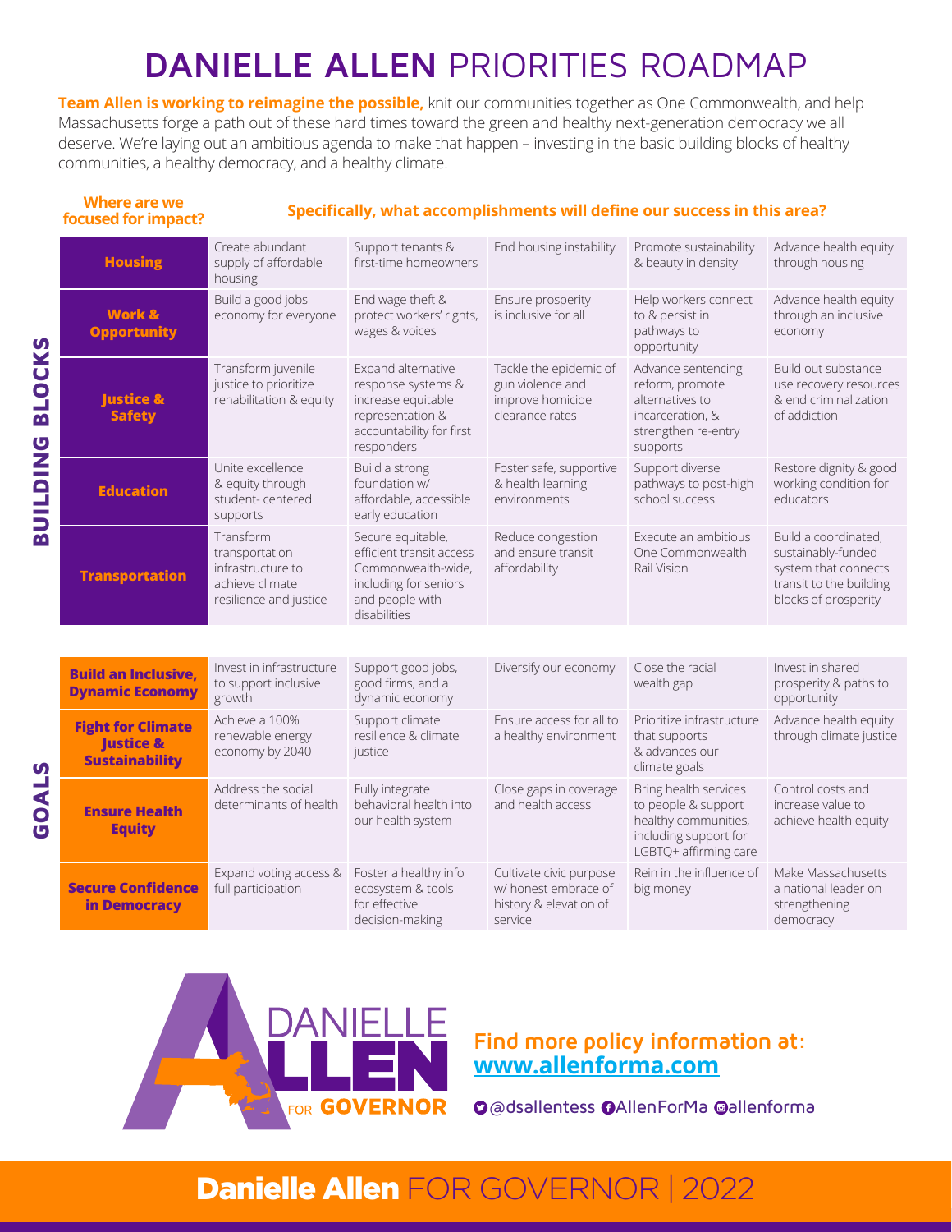# DANIELLE ALLEN PRIORITIES ROADMAP

**Team Allen is working to reimagine the possible,** knit our communities together as One Commonwealth, and help Massachusetts forge a path out of these hard times toward the green and healthy next-generation democracy we all deserve. We're laying out an ambitious agenda to make that happen – investing in the basic building blocks of healthy communities, a healthy democracy, and a healthy climate.

## BUILDING BLOCKS

| Where are we focused for impact? | Specifically, what accomplishments will define our success in this area? | | | | |
|---|---|---|---|---|---|
| **Housing** | Create abundant supply of affordable housing | Support tenants & first-time homeowners | End housing instability | Promote sustainability & beauty in density | Advance health equity through housing |
| **Work & Opportunity** | Build a good jobs economy for everyone | End wage theft & protect workers' rights, wages & voices | Ensure prosperity is inclusive for all | Help workers connect to & persist in pathways to opportunity | Advance health equity through an inclusive economy |
| **Justice & Safety** | Transform juvenile justice to prioritize rehabilitation & equity | Expand alternative response systems & increase equitable representation & accountability for first responders | Tackle the epidemic of gun violence and improve homicide clearance rates | Advance sentencing reform, promote alternatives to incarceration, & strengthen re-entry supports | Build out substance use recovery resources & end criminalization of addiction |
| **Education** | Unite excellence & equity through student- centered supports | Build a strong foundation w/ affordable, accessible early education | Foster safe, supportive & health learning environments | Support diverse pathways to post-high school success | Restore dignity & good working condition for educators |
| **Transportation** | Transform transportation infrastructure to achieve climate resilience and justice | Secure equitable, efficient transit access Commonwealth-wide, including for seniors and people with disabilities | Reduce congestion and ensure transit affordability | Execute an ambitious One Commonwealth Rail Vision | Build a coordinated, sustainably-funded system that connects transit to the building blocks of prosperity |

## GOALS

| | | | | | |
|---|---|---|---|---|---|
| **Build an Inclusive, Dynamic Economy** | Invest in infrastructure to support inclusive growth | Support good jobs, good firms, and a dynamic economy | Diversify our economy | Close the racial wealth gap | Invest in shared prosperity & paths to opportunity |
| **Fight for Climate Justice & Sustainability** | Achieve a 100% renewable energy economy by 2040 | Support climate resilience & climate justice | Ensure access for all to a healthy environment | Prioritize infrastructure that supports & advances our climate goals | Advance health equity through climate justice |
| **Ensure Health Equity** | Address the social determinants of health | Fully integrate behavioral health into our health system | Close gaps in coverage and health access | Bring health services to people & support healthy communities, including support for LGBTQ+ affirming care | Control costs and increase value to achieve health equity |
| **Secure Confidence in Democracy** | Expand voting access & full participation | Foster a healthy info ecosystem & tools for effective decision-making | Cultivate civic purpose w/ honest embrace of history & elevation of service | Rein in the influence of big money | Make Massachusetts a national leader on strengthening democracy |

DANIELLE ALLEN FOR GOVERNOR

**Find more policy information at: [www.allenforma.com](www.allenforma.com)**

@dsallentess AllenForMa allenforma

**Danielle Allen** FOR GOVERNOR | 2022